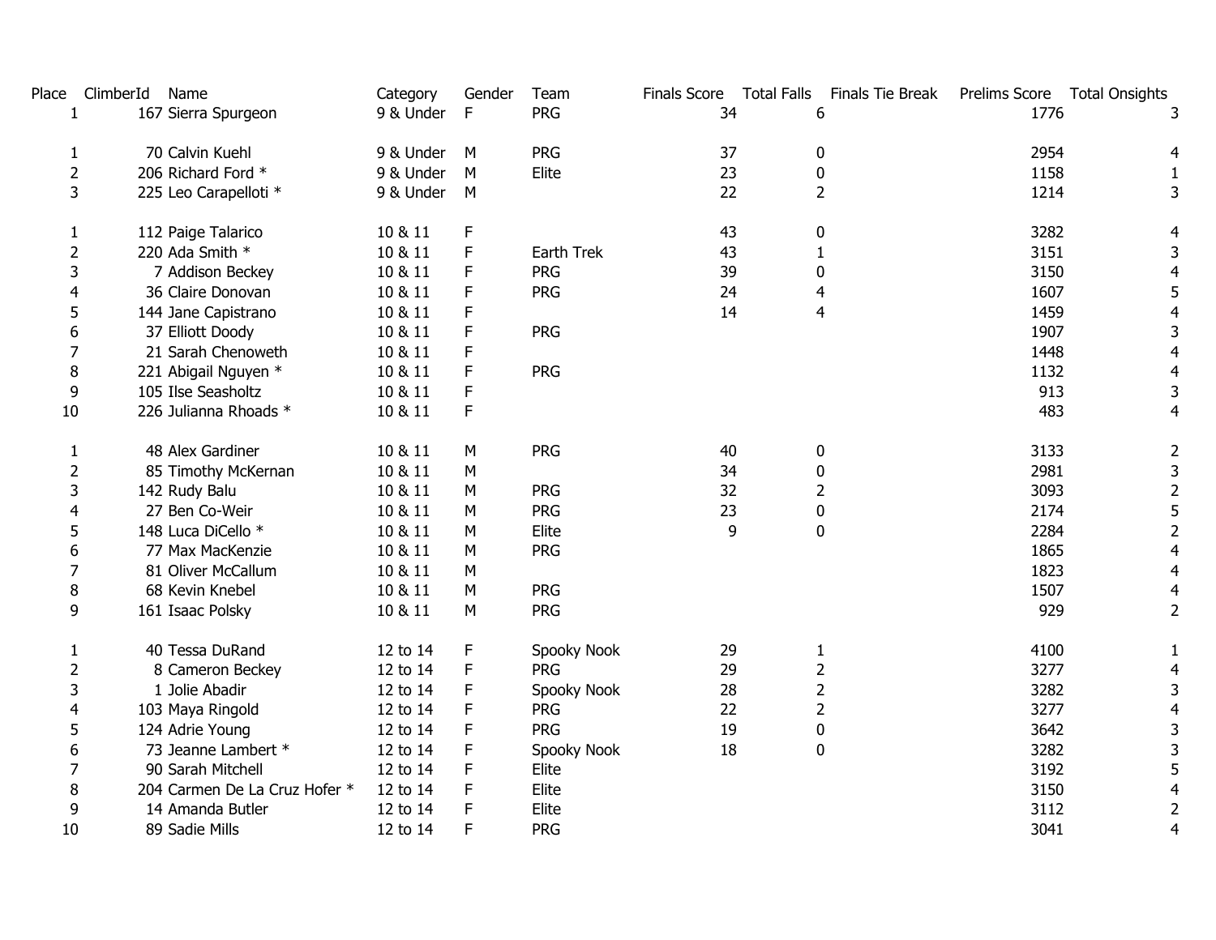| Place | ClimberId | Name | Category | Gender | Team | Finals Score | Total Falls | Finals Tie Break | Prelims Score | Total Onsights |
|---|---|---|---|---|---|---|---|---|---|---|
| 1 | 167 | Sierra Spurgeon | 9 & Under | F | PRG | 34 | 6 | | 1776 | 3 |
| | | | | | | | | | | |
| 1 | 70 | Calvin Kuehl | 9 & Under | M | PRG | 37 | 0 | | 2954 | 4 |
| 2 | 206 | Richard Ford * | 9 & Under | M | Elite | 23 | 0 | | 1158 | 1 |
| 3 | 225 | Leo Carapelloti * | 9 & Under | M | | 22 | 2 | | 1214 | 3 |
| | | | | | | | | | | |
| 1 | 112 | Paige Talarico | 10 & 11 | F | | 43 | 0 | | 3282 | 4 |
| 2 | 220 | Ada Smith * | 10 & 11 | F | Earth Trek | 43 | 1 | | 3151 | 3 |
| 3 | 7 | Addison Beckey | 10 & 11 | F | PRG | 39 | 0 | | 3150 | 4 |
| 4 | 36 | Claire Donovan | 10 & 11 | F | PRG | 24 | 4 | | 1607 | 5 |
| 5 | 144 | Jane Capistrano | 10 & 11 | F | | 14 | 4 | | 1459 | 4 |
| 6 | 37 | Elliott Doody | 10 & 11 | F | PRG | | | | 1907 | 3 |
| 7 | 21 | Sarah Chenoweth | 10 & 11 | F | | | | | 1448 | 4 |
| 8 | 221 | Abigail Nguyen * | 10 & 11 | F | PRG | | | | 1132 | 4 |
| 9 | 105 | Ilse Seasholtz | 10 & 11 | F | | | | | 913 | 3 |
| 10 | 226 | Julianna Rhoads * | 10 & 11 | F | | | | | 483 | 4 |
| | | | | | | | | | | |
| 1 | 48 | Alex Gardiner | 10 & 11 | M | PRG | 40 | 0 | | 3133 | 2 |
| 2 | 85 | Timothy McKernan | 10 & 11 | M | | 34 | 0 | | 2981 | 3 |
| 3 | 142 | Rudy Balu | 10 & 11 | M | PRG | 32 | 2 | | 3093 | 2 |
| 4 | 27 | Ben Co-Weir | 10 & 11 | M | PRG | 23 | 0 | | 2174 | 5 |
| 5 | 148 | Luca DiCello * | 10 & 11 | M | Elite | 9 | 0 | | 2284 | 2 |
| 6 | 77 | Max MacKenzie | 10 & 11 | M | PRG | | | | 1865 | 4 |
| 7 | 81 | Oliver McCallum | 10 & 11 | M | | | | | 1823 | 4 |
| 8 | 68 | Kevin Knebel | 10 & 11 | M | PRG | | | | 1507 | 4 |
| 9 | 161 | Isaac Polsky | 10 & 11 | M | PRG | | | | 929 | 2 |
| | | | | | | | | | | |
| 1 | 40 | Tessa DuRand | 12 to 14 | F | Spooky Nook | 29 | 1 | | 4100 | 1 |
| 2 | 8 | Cameron Beckey | 12 to 14 | F | PRG | 29 | 2 | | 3277 | 4 |
| 3 | 1 | Jolie Abadir | 12 to 14 | F | Spooky Nook | 28 | 2 | | 3282 | 3 |
| 4 | 103 | Maya Ringold | 12 to 14 | F | PRG | 22 | 2 | | 3277 | 4 |
| 5 | 124 | Adrie Young | 12 to 14 | F | PRG | 19 | 0 | | 3642 | 3 |
| 6 | 73 | Jeanne Lambert * | 12 to 14 | F | Spooky Nook | 18 | 0 | | 3282 | 3 |
| 7 | 90 | Sarah Mitchell | 12 to 14 | F | Elite | | | | 3192 | 5 |
| 8 | 204 | Carmen De La Cruz Hofer * | 12 to 14 | F | Elite | | | | 3150 | 4 |
| 9 | 14 | Amanda Butler | 12 to 14 | F | Elite | | | | 3112 | 2 |
| 10 | 89 | Sadie Mills | 12 to 14 | F | PRG | | | | 3041 | 4 |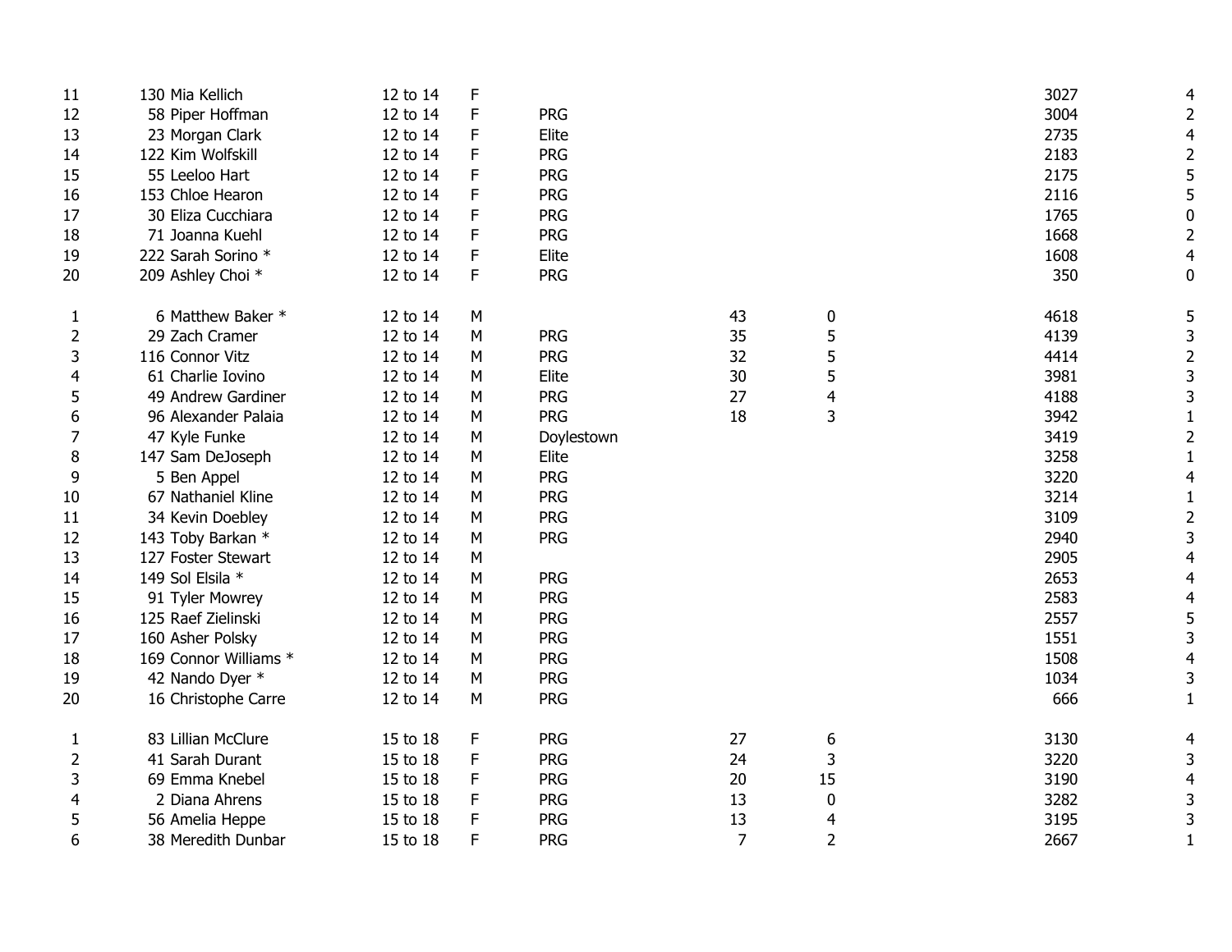| | | | | | | | | |
|---|---|---|---|---|---|---|---|---|
| 11 | 130 Mia Kellich | 12 to 14 | F | | | | 3027 | 4 |
| 12 | 58 Piper Hoffman | 12 to 14 | F | PRG | | | 3004 | 2 |
| 13 | 23 Morgan Clark | 12 to 14 | F | Elite | | | 2735 | 4 |
| 14 | 122 Kim Wolfskill | 12 to 14 | F | PRG | | | 2183 | 2 |
| 15 | 55 Leeloo Hart | 12 to 14 | F | PRG | | | 2175 | 5 |
| 16 | 153 Chloe Hearon | 12 to 14 | F | PRG | | | 2116 | 5 |
| 17 | 30 Eliza Cucchiara | 12 to 14 | F | PRG | | | 1765 | 0 |
| 18 | 71 Joanna Kuehl | 12 to 14 | F | PRG | | | 1668 | 2 |
| 19 | 222 Sarah Sorino * | 12 to 14 | F | Elite | | | 1608 | 4 |
| 20 | 209 Ashley Choi * | 12 to 14 | F | PRG | | | 350 | 0 |
| | | | | | | | | |
| 1 | 6 Matthew Baker * | 12 to 14 | M | | 43 | 0 | 4618 | 5 |
| 2 | 29 Zach Cramer | 12 to 14 | M | PRG | 35 | 5 | 4139 | 3 |
| 3 | 116 Connor Vitz | 12 to 14 | M | PRG | 32 | 5 | 4414 | 2 |
| 4 | 61 Charlie Iovino | 12 to 14 | M | Elite | 30 | 5 | 3981 | 3 |
| 5 | 49 Andrew Gardiner | 12 to 14 | M | PRG | 27 | 4 | 4188 | 3 |
| 6 | 96 Alexander Palaia | 12 to 14 | M | PRG | 18 | 3 | 3942 | 1 |
| 7 | 47 Kyle Funke | 12 to 14 | M | Doylestown | | | 3419 | 2 |
| 8 | 147 Sam DeJoseph | 12 to 14 | M | Elite | | | 3258 | 1 |
| 9 | 5 Ben Appel | 12 to 14 | M | PRG | | | 3220 | 4 |
| 10 | 67 Nathaniel Kline | 12 to 14 | M | PRG | | | 3214 | 1 |
| 11 | 34 Kevin Doebley | 12 to 14 | M | PRG | | | 3109 | 2 |
| 12 | 143 Toby Barkan * | 12 to 14 | M | PRG | | | 2940 | 3 |
| 13 | 127 Foster Stewart | 12 to 14 | M | | | | 2905 | 4 |
| 14 | 149 Sol Elsila * | 12 to 14 | M | PRG | | | 2653 | 4 |
| 15 | 91 Tyler Mowrey | 12 to 14 | M | PRG | | | 2583 | 4 |
| 16 | 125 Raef Zielinski | 12 to 14 | M | PRG | | | 2557 | 5 |
| 17 | 160 Asher Polsky | 12 to 14 | M | PRG | | | 1551 | 3 |
| 18 | 169 Connor Williams * | 12 to 14 | M | PRG | | | 1508 | 4 |
| 19 | 42 Nando Dyer * | 12 to 14 | M | PRG | | | 1034 | 3 |
| 20 | 16 Christophe Carre | 12 to 14 | M | PRG | | | 666 | 1 |
| | | | | | | | | |
| 1 | 83 Lillian McClure | 15 to 18 | F | PRG | 27 | 6 | 3130 | 4 |
| 2 | 41 Sarah Durant | 15 to 18 | F | PRG | 24 | 3 | 3220 | 3 |
| 3 | 69 Emma Knebel | 15 to 18 | F | PRG | 20 | 15 | 3190 | 4 |
| 4 | 2 Diana Ahrens | 15 to 18 | F | PRG | 13 | 0 | 3282 | 3 |
| 5 | 56 Amelia Heppe | 15 to 18 | F | PRG | 13 | 4 | 3195 | 3 |
| 6 | 38 Meredith Dunbar | 15 to 18 | F | PRG | 7 | 2 | 2667 | 1 |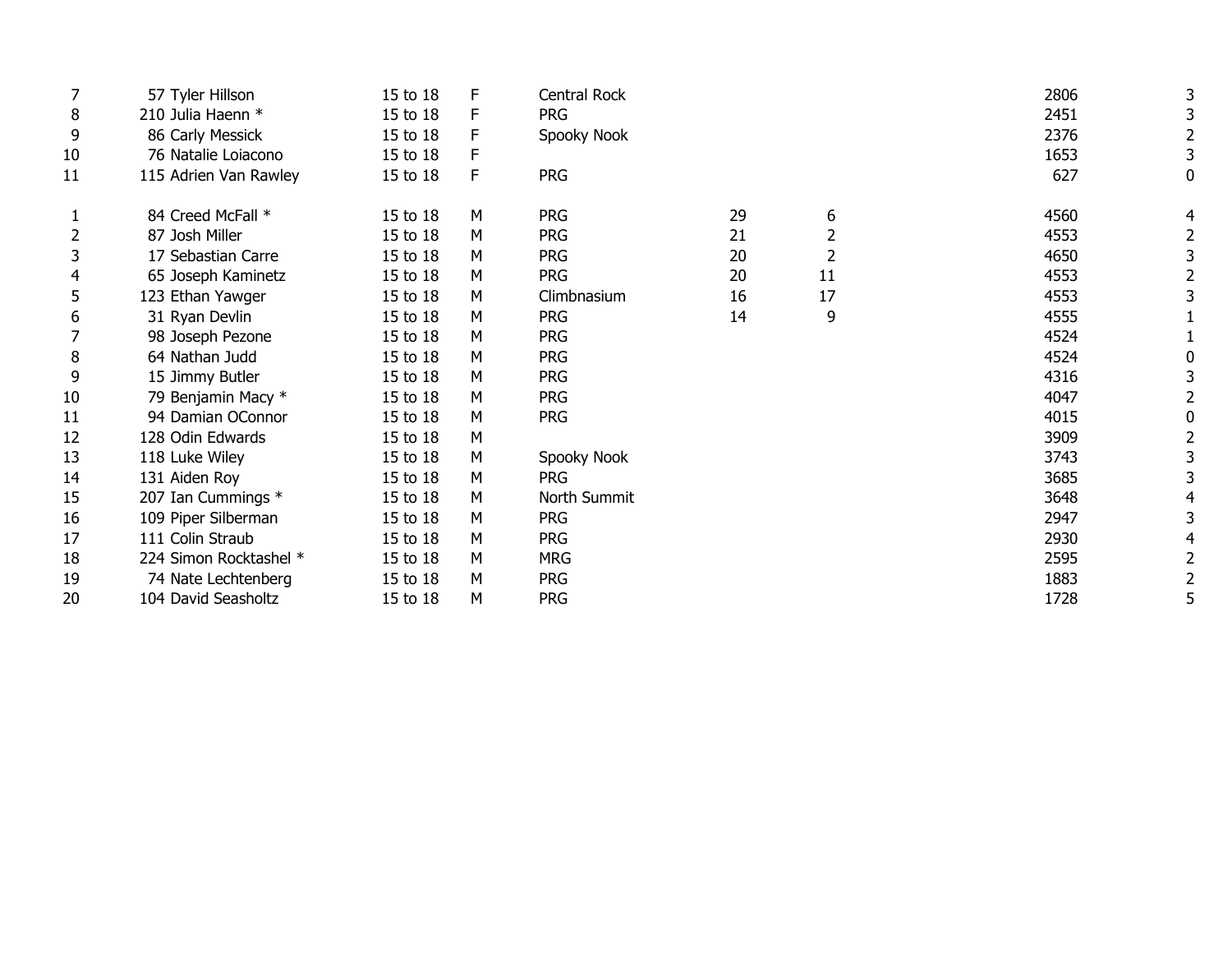| | | | | | | | | |
|---|---|---|---|---|---|---|---|---|
| 7 | 57 Tyler Hillson | 15 to 18 | F | Central Rock | | | 2806 | 3 |
| 8 | 210 Julia Haenn * | 15 to 18 | F | PRG | | | 2451 | 3 |
| 9 | 86 Carly Messick | 15 to 18 | F | Spooky Nook | | | 2376 | 2 |
| 10 | 76 Natalie Loiacono | 15 to 18 | F | | | | 1653 | 3 |
| 11 | 115 Adrien Van Rawley | 15 to 18 | F | PRG | | | 627 | 0 |
| | | | | | | | | |
| 1 | 84 Creed McFall * | 15 to 18 | M | PRG | 29 | 6 | 4560 | 4 |
| 2 | 87 Josh Miller | 15 to 18 | M | PRG | 21 | 2 | 4553 | 2 |
| 3 | 17 Sebastian Carre | 15 to 18 | M | PRG | 20 | 2 | 4650 | 3 |
| 4 | 65 Joseph Kaminetz | 15 to 18 | M | PRG | 20 | 11 | 4553 | 2 |
| 5 | 123 Ethan Yawger | 15 to 18 | M | Climbnasium | 16 | 17 | 4553 | 3 |
| 6 | 31 Ryan Devlin | 15 to 18 | M | PRG | 14 | 9 | 4555 | 1 |
| 7 | 98 Joseph Pezone | 15 to 18 | M | PRG | | | 4524 | 1 |
| 8 | 64 Nathan Judd | 15 to 18 | M | PRG | | | 4524 | 0 |
| 9 | 15 Jimmy Butler | 15 to 18 | M | PRG | | | 4316 | 3 |
| 10 | 79 Benjamin Macy * | 15 to 18 | M | PRG | | | 4047 | 2 |
| 11 | 94 Damian OConnor | 15 to 18 | M | PRG | | | 4015 | 0 |
| 12 | 128 Odin Edwards | 15 to 18 | M | | | | 3909 | 2 |
| 13 | 118 Luke Wiley | 15 to 18 | M | Spooky Nook | | | 3743 | 3 |
| 14 | 131 Aiden Roy | 15 to 18 | M | PRG | | | 3685 | 3 |
| 15 | 207 Ian Cummings * | 15 to 18 | M | North Summit | | | 3648 | 4 |
| 16 | 109 Piper Silberman | 15 to 18 | M | PRG | | | 2947 | 3 |
| 17 | 111 Colin Straub | 15 to 18 | M | PRG | | | 2930 | 4 |
| 18 | 224 Simon Rocktashel * | 15 to 18 | M | MRG | | | 2595 | 2 |
| 19 | 74 Nate Lechtenberg | 15 to 18 | M | PRG | | | 1883 | 2 |
| 20 | 104 David Seasholtz | 15 to 18 | M | PRG | | | 1728 | 5 |